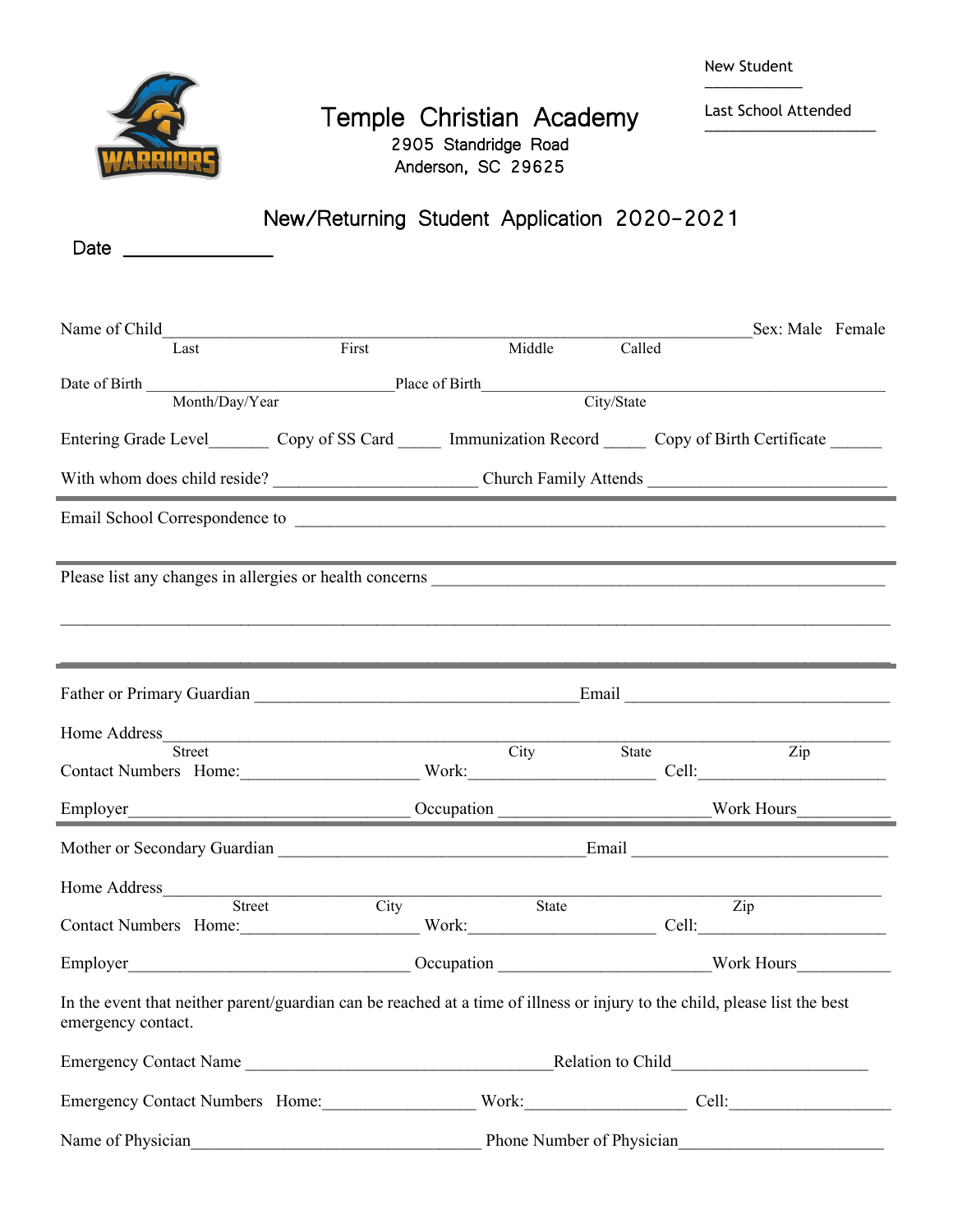New Student ____________

Last School Attended ____________________

# Temple Christian Academy

2905 Standridge Road
Anderson, SC 29625

## New/Returning Student Application 2020-2021

Date ________________

Name of Child_____________________________________________________________________ Sex: Male Female
Last First Middle Called

Date of Birth ______________________________ Place of Birth ______________________________________________
Month/Day/Year City/State

Entering Grade Level_______ Copy of SS Card _____ Immunization Record _____ Copy of Birth Certificate ______

With whom does child reside? _______________________ Church Family Attends ___________________________

---

Email School Correspondence to ____________________________________________________________________

---

Please list any changes in allergies or health concerns ___________________________________________________

______________________________________________________________________________________________

---

Father or Primary Guardian ____________________________________ Email ______________________________

Home Address_________________________________________________________________________________
Street City State Zip

Contact Numbers Home:____________________ Work:_____________________ Cell:_____________________

Employer________________________________ Occupation ________________________ Work Hours__________

---

Mother or Secondary Guardian _________________________________ Email ______________________________

Home Address_________________________________________________________________________________
Street City State Zip

Contact Numbers Home:____________________ Work:_____________________ Cell:_____________________

Employer________________________________ Occupation ________________________ Work Hours__________

In the event that neither parent/guardian can be reached at a time of illness or injury to the child, please list the best emergency contact.

Emergency Contact Name ___________________________________ Relation to Child______________________

Emergency Contact Numbers Home:_________________ Work:__________________ Cell:___________________

Name of Physician_________________________________ Phone Number of Physician_______________________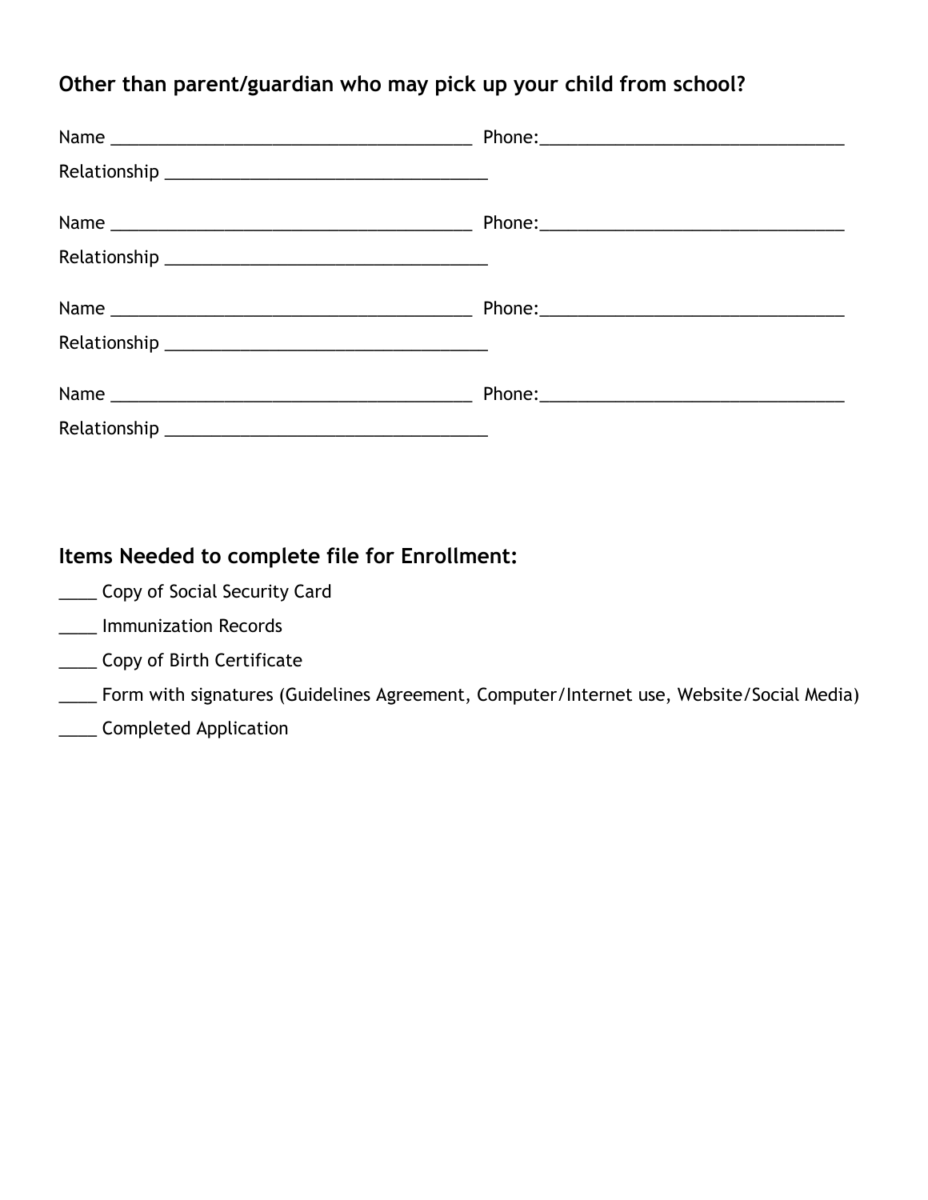### Other than parent/guardian who may pick up your child from school?

Name _______________________________________ Phone:_________________________________

Relationship ___________________________________

Name _______________________________________ Phone:_________________________________

Relationship ___________________________________

Name _______________________________________ Phone:_________________________________

Relationship ___________________________________

Name _______________________________________ Phone:_________________________________

Relationship ___________________________________

### Items Needed to complete file for Enrollment:

____ Copy of Social Security Card

____ Immunization Records

____ Copy of Birth Certificate

____ Form with signatures (Guidelines Agreement, Computer/Internet use, Website/Social Media)

____ Completed Application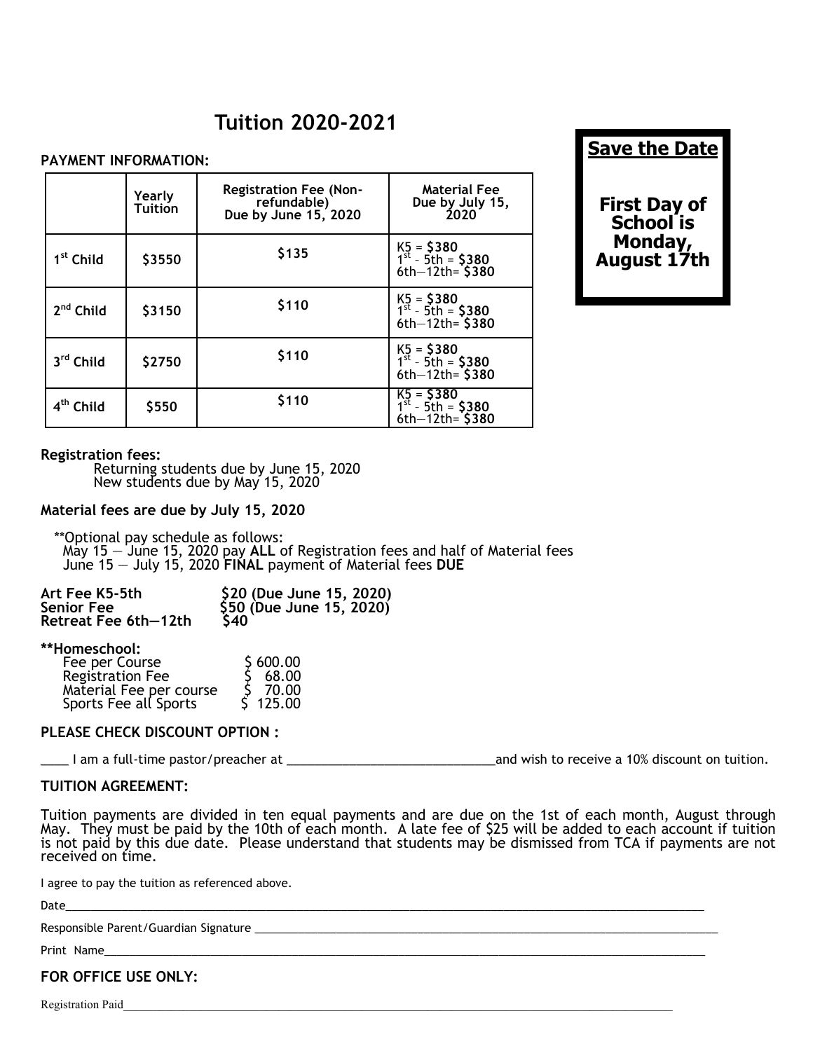# Tuition 2020-2021

**PAYMENT INFORMATION:**

| | Yearly Tuition | Registration Fee (Non-refundable) Due by June 15, 2020 | Material Fee Due by July 15, 2020 |
|---|---|---|---|
| 1st Child | $3550 | $135 | K5 = **$380**<br>1st - 5th = **$380**<br>6th—12th= **$380** |
| 2nd Child | $3150 | $110 | K5 = **$380**<br>1st - 5th = **$380**<br>6th—12th= **$380** |
| 3rd Child | $2750 | $110 | K5 = **$380**<br>1st - 5th = **$380**<br>6th—12th= **$380** |
| 4th Child | $550 | $110 | K5 = **$380**<br>1st - 5th = **$380**<br>6th—12th= **$380** |

**Save the Date**

**First Day of School is Monday, August 17th**

**Registration fees:**

Returning students due by June 15, 2020
New students due by May 15, 2020

**Material fees are due by July 15, 2020**

**Optional pay schedule as follows:
May 15 — June 15, 2020 pay **ALL** of Registration fees and half of Material fees
June 15 — July 15, 2020 **FINAL** payment of Material fees **DUE**

**Art Fee K5-5th** **$20 (Due June 15, 2020)**
**Senior Fee** **$50 (Due June 15, 2020)**
**Retreat Fee 6th—12th** **$40**

****Homeschool:**

| | |
|---|---|
| Fee per Course | $ 600.00 |
| Registration Fee | $ 68.00 |
| Material Fee per course | $ 70.00 |
| Sports Fee all Sports | $ 125.00 |

**PLEASE CHECK DISCOUNT OPTION :**

____ I am a full-time pastor/preacher at ______________________________and wish to receive a 10% discount on tuition.

**TUITION AGREEMENT:**

Tuition payments are divided in ten equal payments and are due on the 1st of each month, August through May. They must be paid by the 10th of each month. A late fee of $25 will be added to each account if tuition is not paid by this due date. Please understand that students may be dismissed from TCA if payments are not received on time.

I agree to pay the tuition as referenced above.

Date______________________________________________________________________________________________

Responsible Parent/Guardian Signature ____________________________________________________________________

Print Name______________________________________________________________________________________

**FOR OFFICE USE ONLY:**

Registration Paid____________________________________________________________________________________